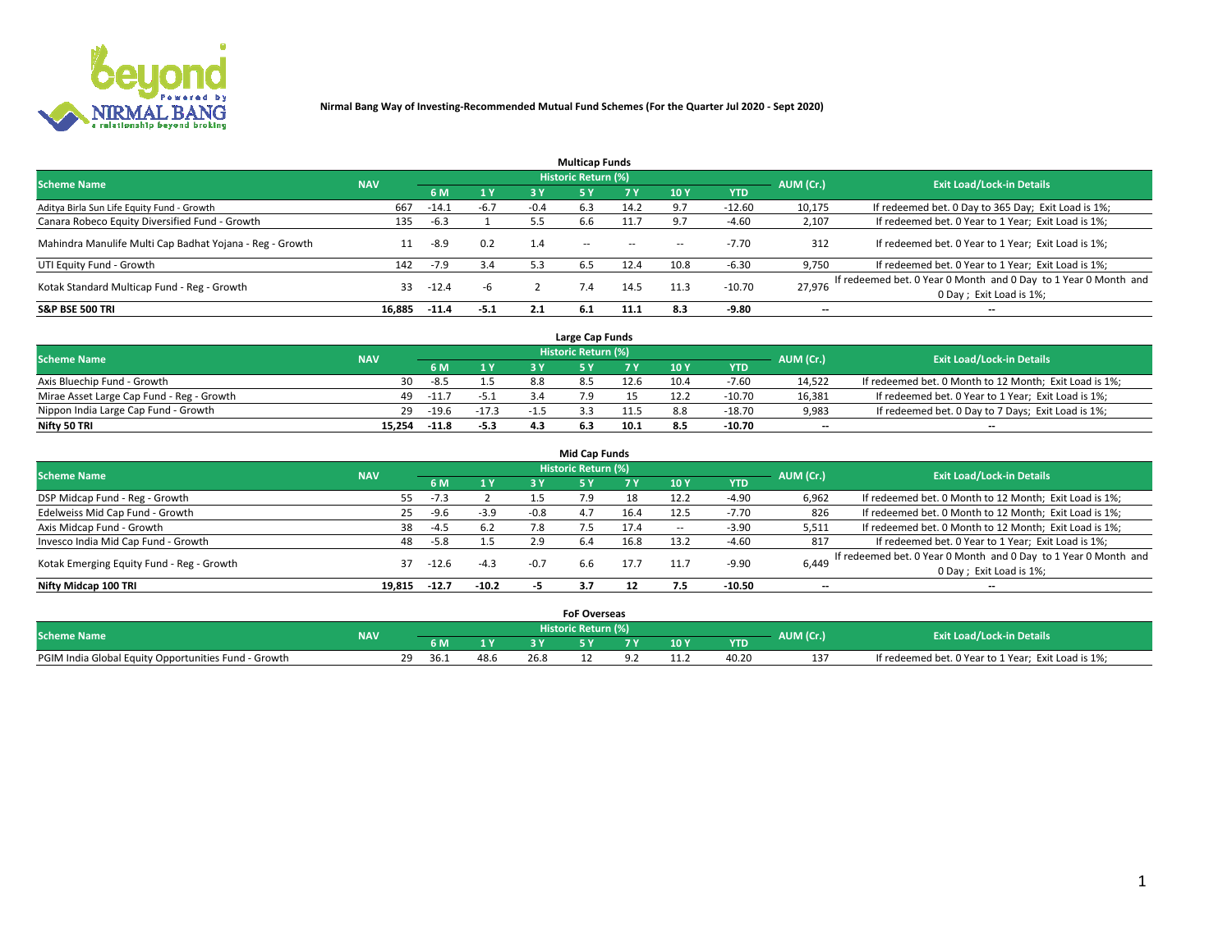**Nirmal Bang Way of Investing-Recommended Mutual Fund Schemes (For the Quarter Jul 2020 - Sept 2020)**

## Multicap Funds

| Scheme Name | NAV | Historic Return (%) | | | | | | | AUM (Cr.) | Exit Load/Lock-in Details |
|---|---|---|---|---|---|---|---|---|---|---|
| | | 6 M | 1 Y | 3 Y | 5 Y | 7 Y | 10 Y | YTD | | |
| Aditya Birla Sun Life Equity Fund - Growth | 667 | -14.1 | -6.7 | -0.4 | 6.3 | 14.2 | 9.7 | -12.60 | 10,175 | If redeemed bet. 0 Day to 365 Day; Exit Load is 1%; |
| Canara Robeco Equity Diversified Fund - Growth | 135 | -6.3 | 1 | 5.5 | 6.6 | 11.7 | 9.7 | -4.60 | 2,107 | If redeemed bet. 0 Year to 1 Year; Exit Load is 1%; |
| Mahindra Manulife Multi Cap Badhat Yojana - Reg - Growth | 11 | -8.9 | 0.2 | 1.4 | -- | -- | -- | -7.70 | 312 | If redeemed bet. 0 Year to 1 Year; Exit Load is 1%; |
| UTI Equity Fund - Growth | 142 | -7.9 | 3.4 | 5.3 | 6.5 | 12.4 | 10.8 | -6.30 | 9,750 | If redeemed bet. 0 Year to 1 Year; Exit Load is 1%; |
| Kotak Standard Multicap Fund - Reg - Growth | 33 | -12.4 | -6 | 2 | 7.4 | 14.5 | 11.3 | -10.70 | 27,976 | If redeemed bet. 0 Year 0 Month and 0 Day to 1 Year 0 Month and 0 Day ; Exit Load is 1%; |
| **S&P BSE 500 TRI** | **16,885** | **-11.4** | **-5.1** | **2.1** | **6.1** | **11.1** | **8.3** | **-9.80** | -- | -- |

## Large Cap Funds

| Scheme Name | NAV | Historic Return (%) | | | | | | | AUM (Cr.) | Exit Load/Lock-in Details |
|---|---|---|---|---|---|---|---|---|---|---|
| | | 6 M | 1 Y | 3 Y | 5 Y | 7 Y | 10 Y | YTD | | |
| Axis Bluechip Fund - Growth | 30 | -8.5 | 1.5 | 8.8 | 8.5 | 12.6 | 10.4 | -7.60 | 14,522 | If redeemed bet. 0 Month to 12 Month; Exit Load is 1%; |
| Mirae Asset Large Cap Fund - Reg - Growth | 49 | -11.7 | -5.1 | 3.4 | 7.9 | 15 | 12.2 | -10.70 | 16,381 | If redeemed bet. 0 Year to 1 Year; Exit Load is 1%; |
| Nippon India Large Cap Fund - Growth | 29 | -19.6 | -17.3 | -1.5 | 3.3 | 11.5 | 8.8 | -18.70 | 9,983 | If redeemed bet. 0 Day to 7 Days; Exit Load is 1%; |
| **Nifty 50 TRI** | **15,254** | **-11.8** | **-5.3** | **4.3** | **6.3** | **10.1** | **8.5** | **-10.70** | -- | -- |

## Mid Cap Funds

| Scheme Name | NAV | Historic Return (%) | | | | | | | AUM (Cr.) | Exit Load/Lock-in Details |
|---|---|---|---|---|---|---|---|---|---|---|
| | | 6 M | 1 Y | 3 Y | 5 Y | 7 Y | 10 Y | YTD | | |
| DSP Midcap Fund - Reg - Growth | 55 | -7.3 | 2 | 1.5 | 7.9 | 18 | 12.2 | -4.90 | 6,962 | If redeemed bet. 0 Month to 12 Month; Exit Load is 1%; |
| Edelweiss Mid Cap Fund - Growth | 25 | -9.6 | -3.9 | -0.8 | 4.7 | 16.4 | 12.5 | -7.70 | 826 | If redeemed bet. 0 Month to 12 Month; Exit Load is 1%; |
| Axis Midcap Fund - Growth | 38 | -4.5 | 6.2 | 7.8 | 7.5 | 17.4 | -- | -3.90 | 5,511 | If redeemed bet. 0 Month to 12 Month; Exit Load is 1%; |
| Invesco India Mid Cap Fund - Growth | 48 | -5.8 | 1.5 | 2.9 | 6.4 | 16.8 | 13.2 | -4.60 | 817 | If redeemed bet. 0 Year to 1 Year; Exit Load is 1%; |
| Kotak Emerging Equity Fund - Reg - Growth | 37 | -12.6 | -4.3 | -0.7 | 6.6 | 17.7 | 11.7 | -9.90 | 6,449 | If redeemed bet. 0 Year 0 Month and 0 Day to 1 Year 0 Month and 0 Day ; Exit Load is 1%; |
| **Nifty Midcap 100 TRI** | **19,815** | **-12.7** | **-10.2** | **-5** | **3.7** | **12** | **7.5** | **-10.50** | -- | -- |

## FoF Overseas

| Scheme Name | NAV | Historic Return (%) | | | | | | | AUM (Cr.) | Exit Load/Lock-in Details |
|---|---|---|---|---|---|---|---|---|---|---|
| | | 6 M | 1 Y | 3 Y | 5 Y | 7 Y | 10 Y | YTD | | |
| PGIM India Global Equity Opportunities Fund - Growth | 29 | 36.1 | 48.6 | 26.8 | 12 | 9.2 | 11.2 | 40.20 | 137 | If redeemed bet. 0 Year to 1 Year; Exit Load is 1%; |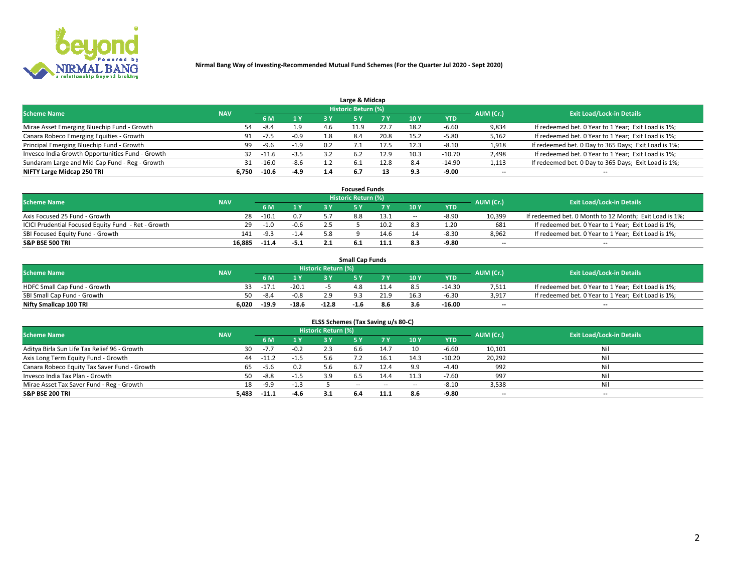**Nirmal Bang Way of Investing-Recommended Mutual Fund Schemes (For the Quarter Jul 2020 - Sept 2020)**

### Large & Midcap

| Scheme Name | NAV | Historic Return (%) | | | | | | | AUM (Cr.) | Exit Load/Lock-in Details |
|---|---|---|---|---|---|---|---|---|---|---|
| | | 6 M | 1 Y | 3 Y | 5 Y | 7 Y | 10 Y | YTD | | |
| Mirae Asset Emerging Bluechip Fund - Growth | 54 | -8.4 | 1.9 | 4.6 | 11.9 | 22.7 | 18.2 | -6.60 | 9,834 | If redeemed bet. 0 Year to 1 Year; Exit Load is 1%; |
| Canara Robeco Emerging Equities - Growth | 91 | -7.5 | -0.9 | 1.8 | 8.4 | 20.8 | 15.2 | -5.80 | 5,162 | If redeemed bet. 0 Year to 1 Year; Exit Load is 1%; |
| Principal Emerging Bluechip Fund - Growth | 99 | -9.6 | -1.9 | 0.2 | 7.1 | 17.5 | 12.3 | -8.10 | 1,918 | If redeemed bet. 0 Day to 365 Days; Exit Load is 1%; |
| Invesco India Growth Opportunities Fund - Growth | 32 | -11.6 | -3.5 | 3.2 | 6.2 | 12.9 | 10.3 | -10.70 | 2,498 | If redeemed bet. 0 Year to 1 Year; Exit Load is 1%; |
| Sundaram Large and Mid Cap Fund - Reg - Growth | 31 | -16.0 | -8.6 | 1.2 | 6.1 | 12.8 | 8.4 | -14.90 | 1,113 | If redeemed bet. 0 Day to 365 Days; Exit Load is 1%; |
| **NIFTY Large Midcap 250 TRI** | **6,750** | **-10.6** | **-4.9** | **1.4** | **6.7** | **13** | **9.3** | **-9.00** | -- | -- |

### Focused Funds

| Scheme Name | NAV | Historic Return (%) | | | | | | | AUM (Cr.) | Exit Load/Lock-in Details |
|---|---|---|---|---|---|---|---|---|---|---|
| | | 6 M | 1 Y | 3 Y | 5 Y | 7 Y | 10 Y | YTD | | |
| Axis Focused 25 Fund - Growth | 28 | -10.1 | 0.7 | 5.7 | 8.8 | 13.1 | -- | -8.90 | 10,399 | If redeemed bet. 0 Month to 12 Month; Exit Load is 1%; |
| ICICI Prudential Focused Equity Fund - Ret - Growth | 29 | -1.0 | -0.6 | 2.5 | 5 | 10.2 | 8.3 | 1.20 | 681 | If redeemed bet. 0 Year to 1 Year; Exit Load is 1%; |
| SBI Focused Equity Fund - Growth | 141 | -9.3 | -1.4 | 5.8 | 9 | 14.6 | 14 | -8.30 | 8,962 | If redeemed bet. 0 Year to 1 Year; Exit Load is 1%; |
| **S&P BSE 500 TRI** | **16,885** | **-11.4** | **-5.1** | **2.1** | **6.1** | **11.1** | **8.3** | **-9.80** | -- | -- |

### Small Cap Funds

| Scheme Name | NAV | Historic Return (%) | | | | | | | AUM (Cr.) | Exit Load/Lock-in Details |
|---|---|---|---|---|---|---|---|---|---|---|
| | | 6 M | 1 Y | 3 Y | 5 Y | 7 Y | 10 Y | YTD | | |
| HDFC Small Cap Fund - Growth | 33 | -17.1 | -20.1 | -5 | 4.8 | 11.4 | 8.5 | -14.30 | 7,511 | If redeemed bet. 0 Year to 1 Year; Exit Load is 1%; |
| SBI Small Cap Fund - Growth | 50 | -8.4 | -0.8 | 2.9 | 9.3 | 21.9 | 16.3 | -6.30 | 3,917 | If redeemed bet. 0 Year to 1 Year; Exit Load is 1%; |
| **Nifty Smallcap 100 TRI** | **6,020** | **-19.9** | **-18.6** | **-12.8** | **-1.6** | **8.6** | **3.6** | **-16.00** | -- | -- |

### ELSS Schemes (Tax Saving u/s 80-C)

| Scheme Name | NAV | Historic Return (%) | | | | | | | AUM (Cr.) | Exit Load/Lock-in Details |
|---|---|---|---|---|---|---|---|---|---|---|
| | | 6 M | 1 Y | 3 Y | 5 Y | 7 Y | 10 Y | YTD | | |
| Aditya Birla Sun Life Tax Relief 96 - Growth | 30 | -7.7 | -0.2 | 2.3 | 6.6 | 14.7 | 10 | -6.60 | 10,101 | Nil |
| Axis Long Term Equity Fund - Growth | 44 | -11.2 | -1.5 | 5.6 | 7.2 | 16.1 | 14.3 | -10.20 | 20,292 | Nil |
| Canara Robeco Equity Tax Saver Fund - Growth | 65 | -5.6 | 0.2 | 5.6 | 6.7 | 12.4 | 9.9 | -4.40 | 992 | Nil |
| Invesco India Tax Plan - Growth | 50 | -8.8 | -1.5 | 3.9 | 6.5 | 14.4 | 11.3 | -7.60 | 997 | Nil |
| Mirae Asset Tax Saver Fund - Reg - Growth | 18 | -9.9 | -1.3 | 5 | -- | -- | -- | -8.10 | 3,538 | Nil |
| **S&P BSE 200 TRI** | **5,483** | **-11.1** | **-4.6** | **3.1** | **6.4** | **11.1** | **8.6** | **-9.80** | -- | -- |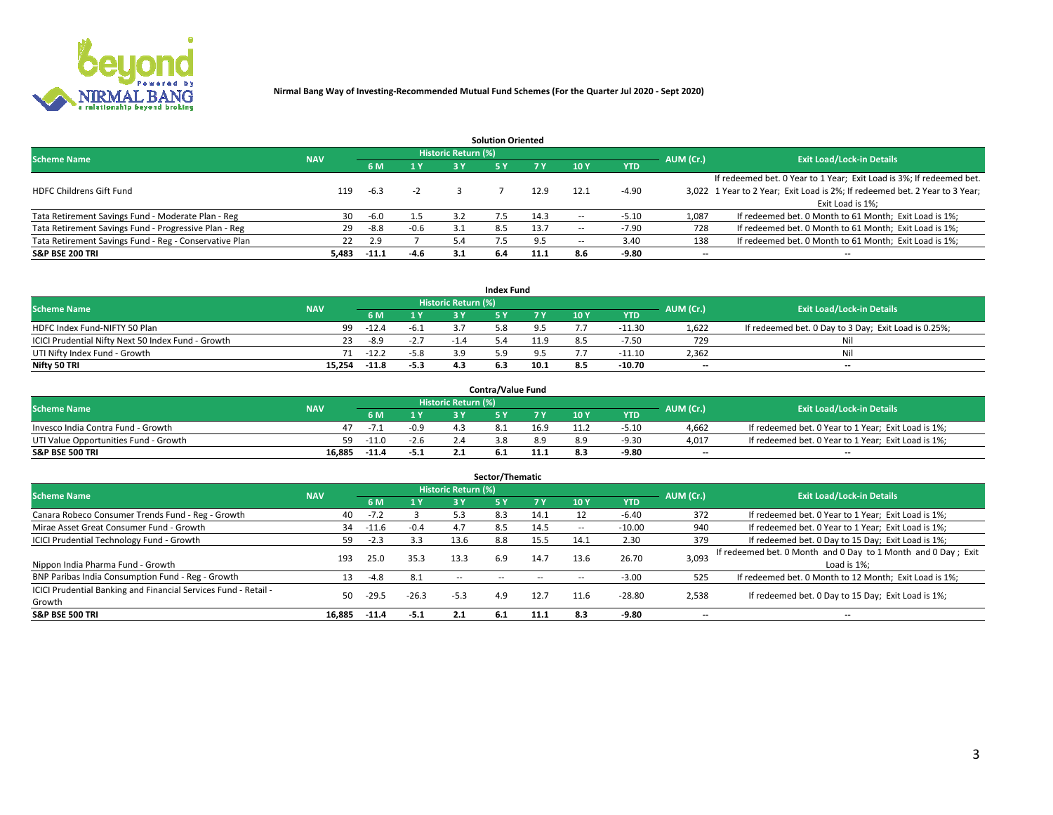**Nirmal Bang Way of Investing-Recommended Mutual Fund Schemes (For the Quarter Jul 2020 - Sept 2020)**

### Solution Oriented

| Scheme Name | NAV | Historic Return (%) | | | | | | | AUM (Cr.) | Exit Load/Lock-in Details |
|---|---|---|---|---|---|---|---|---|---|---|
| | | 6 M | 1 Y | 3 Y | 5 Y | 7 Y | 10 Y | YTD | | |
| HDFC Childrens Gift Fund | 119 | -6.3 | -2 | 3 | 7 | 12.9 | 12.1 | -4.90 | 3,022 | If redeemed bet. 0 Year to 1 Year; Exit Load is 3%; If redeemed bet. 1 Year to 2 Year; Exit Load is 2%; If redeemed bet. 2 Year to 3 Year; Exit Load is 1%; |
| Tata Retirement Savings Fund - Moderate Plan - Reg | 30 | -6.0 | 1.5 | 3.2 | 7.5 | 14.3 | -- | -5.10 | 1,087 | If redeemed bet. 0 Month to 61 Month; Exit Load is 1%; |
| Tata Retirement Savings Fund - Progressive Plan - Reg | 29 | -8.8 | -0.6 | 3.1 | 8.5 | 13.7 | -- | -7.90 | 728 | If redeemed bet. 0 Month to 61 Month; Exit Load is 1%; |
| Tata Retirement Savings Fund - Reg - Conservative Plan | 22 | 2.9 | 7 | 5.4 | 7.5 | 9.5 | -- | 3.40 | 138 | If redeemed bet. 0 Month to 61 Month; Exit Load is 1%; |
| **S&P BSE 200 TRI** | **5,483** | **-11.1** | **-4.6** | **3.1** | **6.4** | **11.1** | **8.6** | **-9.80** | **--** | **--** |

### Index Fund

| Scheme Name | NAV | Historic Return (%) | | | | | | | AUM (Cr.) | Exit Load/Lock-in Details |
|---|---|---|---|---|---|---|---|---|---|---|
| | | 6 M | 1 Y | 3 Y | 5 Y | 7 Y | 10 Y | YTD | | |
| HDFC Index Fund-NIFTY 50 Plan | 99 | -12.4 | -6.1 | 3.7 | 5.8 | 9.5 | 7.7 | -11.30 | 1,622 | If redeemed bet. 0 Day to 3 Day; Exit Load is 0.25%; |
| ICICI Prudential Nifty Next 50 Index Fund - Growth | 23 | -8.9 | -2.7 | -1.4 | 5.4 | 11.9 | 8.5 | -7.50 | 729 | Nil |
| UTI Nifty Index Fund - Growth | 71 | -12.2 | -5.8 | 3.9 | 5.9 | 9.5 | 7.7 | -11.10 | 2,362 | Nil |
| **Nifty 50 TRI** | **15,254** | **-11.8** | **-5.3** | **4.3** | **6.3** | **10.1** | **8.5** | **-10.70** | **--** | **--** |

### Contra/Value Fund

| Scheme Name | NAV | Historic Return (%) | | | | | | | AUM (Cr.) | Exit Load/Lock-in Details |
|---|---|---|---|---|---|---|---|---|---|---|
| | | 6 M | 1 Y | 3 Y | 5 Y | 7 Y | 10 Y | YTD | | |
| Invesco India Contra Fund - Growth | 47 | -7.1 | -0.9 | 4.3 | 8.1 | 16.9 | 11.2 | -5.10 | 4,662 | If redeemed bet. 0 Year to 1 Year; Exit Load is 1%; |
| UTI Value Opportunities Fund - Growth | 59 | -11.0 | -2.6 | 2.4 | 3.8 | 8.9 | 8.9 | -9.30 | 4,017 | If redeemed bet. 0 Year to 1 Year; Exit Load is 1%; |
| **S&P BSE 500 TRI** | **16,885** | **-11.4** | **-5.1** | **2.1** | **6.1** | **11.1** | **8.3** | **-9.80** | **--** | **--** |

### Sector/Thematic

| Scheme Name | NAV | Historic Return (%) | | | | | | | AUM (Cr.) | Exit Load/Lock-in Details |
|---|---|---|---|---|---|---|---|---|---|---|
| | | 6 M | 1 Y | 3 Y | 5 Y | 7 Y | 10 Y | YTD | | |
| Canara Robeco Consumer Trends Fund - Reg - Growth | 40 | -7.2 | 3 | 5.3 | 8.3 | 14.1 | 12 | -6.40 | 372 | If redeemed bet. 0 Year to 1 Year; Exit Load is 1%; |
| Mirae Asset Great Consumer Fund - Growth | 34 | -11.6 | -0.4 | 4.7 | 8.5 | 14.5 | -- | -10.00 | 940 | If redeemed bet. 0 Year to 1 Year; Exit Load is 1%; |
| ICICI Prudential Technology Fund - Growth | 59 | -2.3 | 3.3 | 13.6 | 8.8 | 15.5 | 14.1 | 2.30 | 379 | If redeemed bet. 0 Day to 15 Day; Exit Load is 1%; |
| Nippon India Pharma Fund - Growth | 193 | 25.0 | 35.3 | 13.3 | 6.9 | 14.7 | 13.6 | 26.70 | 3,093 | If redeemed bet. 0 Month and 0 Day to 1 Month and 0 Day ; Exit Load is 1%; |
| BNP Paribas India Consumption Fund - Reg - Growth | 13 | -4.8 | 8.1 | -- | -- | -- | -- | -3.00 | 525 | If redeemed bet. 0 Month to 12 Month; Exit Load is 1%; |
| ICICI Prudential Banking and Financial Services Fund - Retail - Growth | 50 | -29.5 | -26.3 | -5.3 | 4.9 | 12.7 | 11.6 | -28.80 | 2,538 | If redeemed bet. 0 Day to 15 Day; Exit Load is 1%; |
| **S&P BSE 500 TRI** | **16,885** | **-11.4** | **-5.1** | **2.1** | **6.1** | **11.1** | **8.3** | **-9.80** | **--** | **--** |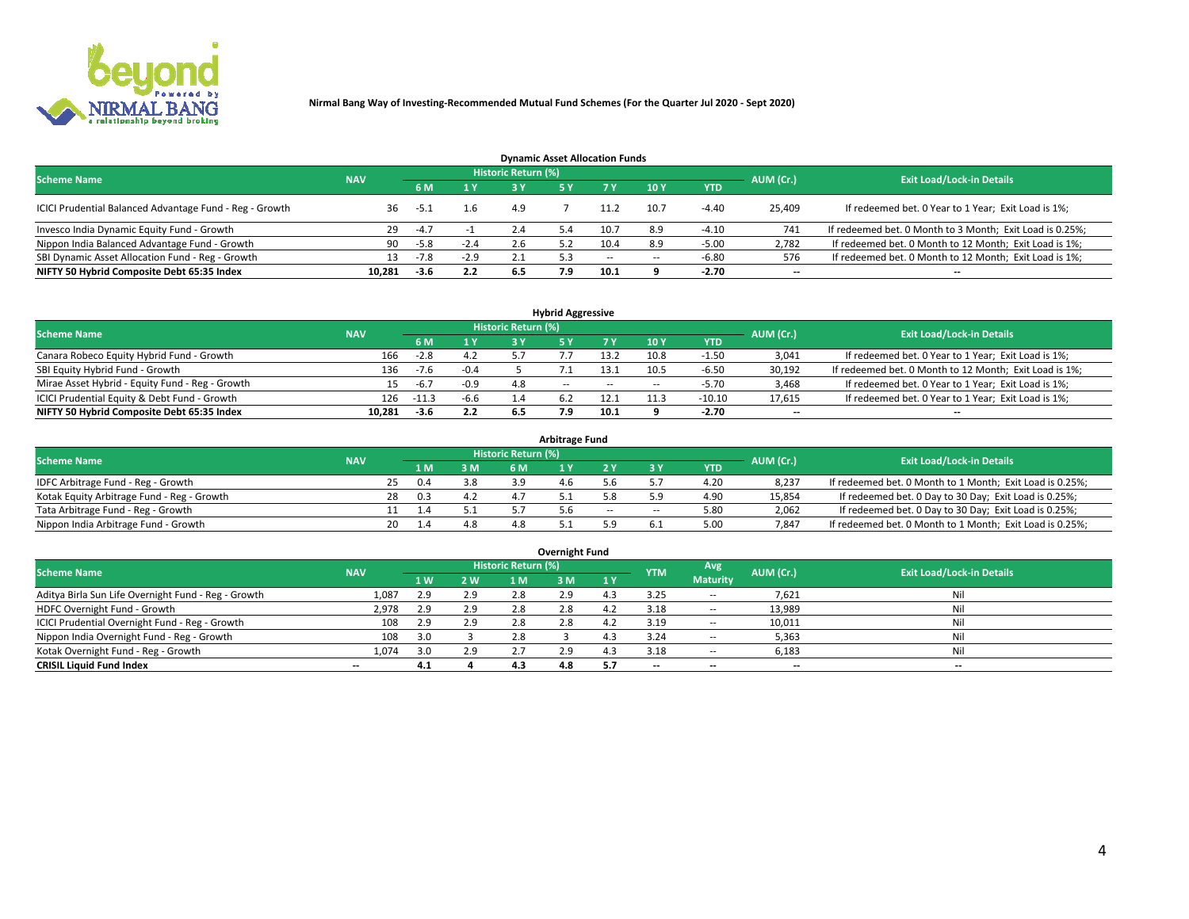**Nirmal Bang Way of Investing-Recommended Mutual Fund Schemes (For the Quarter Jul 2020 - Sept 2020)**

### Dynamic Asset Allocation Funds

| Scheme Name | NAV | Historic Return (%) | | | | | | | AUM (Cr.) | Exit Load/Lock-in Details |
|---|---|---|---|---|---|---|---|---|---|---|
| | | 6 M | 1 Y | 3 Y | 5 Y | 7 Y | 10 Y | YTD | | |
| ICICI Prudential Balanced Advantage Fund - Reg - Growth | 36 | -5.1 | 1.6 | 4.9 | 7 | 11.2 | 10.7 | -4.40 | 25,409 | If redeemed bet. 0 Year to 1 Year; Exit Load is 1%; |
| Invesco India Dynamic Equity Fund - Growth | 29 | -4.7 | -1 | 2.4 | 5.4 | 10.7 | 8.9 | -4.10 | 741 | If redeemed bet. 0 Month to 3 Month; Exit Load is 0.25%; |
| Nippon India Balanced Advantage Fund - Growth | 90 | -5.8 | -2.4 | 2.6 | 5.2 | 10.4 | 8.9 | -5.00 | 2,782 | If redeemed bet. 0 Month to 12 Month; Exit Load is 1%; |
| SBI Dynamic Asset Allocation Fund - Reg - Growth | 13 | -7.8 | -2.9 | 2.1 | 5.3 | -- | -- | -6.80 | 576 | If redeemed bet. 0 Month to 12 Month; Exit Load is 1%; |
| **NIFTY 50 Hybrid Composite Debt 65:35 Index** | **10,281** | **-3.6** | **2.2** | **6.5** | **7.9** | **10.1** | **9** | **-2.70** | **--** | **--** |

### Hybrid Aggressive

| Scheme Name | NAV | Historic Return (%) | | | | | | | AUM (Cr.) | Exit Load/Lock-in Details |
|---|---|---|---|---|---|---|---|---|---|---|
| | | 6 M | 1 Y | 3 Y | 5 Y | 7 Y | 10 Y | YTD | | |
| Canara Robeco Equity Hybrid Fund - Growth | 166 | -2.8 | 4.2 | 5.7 | 7.7 | 13.2 | 10.8 | -1.50 | 3,041 | If redeemed bet. 0 Year to 1 Year; Exit Load is 1%; |
| SBI Equity Hybrid Fund - Growth | 136 | -7.6 | -0.4 | 5 | 7.1 | 13.1 | 10.5 | -6.50 | 30,192 | If redeemed bet. 0 Month to 12 Month; Exit Load is 1%; |
| Mirae Asset Hybrid - Equity Fund - Reg - Growth | 15 | -6.7 | -0.9 | 4.8 | -- | -- | -- | -5.70 | 3,468 | If redeemed bet. 0 Year to 1 Year; Exit Load is 1%; |
| ICICI Prudential Equity & Debt Fund - Growth | 126 | -11.3 | -6.6 | 1.4 | 6.2 | 12.1 | 11.3 | -10.10 | 17,615 | If redeemed bet. 0 Year to 1 Year; Exit Load is 1%; |
| **NIFTY 50 Hybrid Composite Debt 65:35 Index** | **10,281** | **-3.6** | **2.2** | **6.5** | **7.9** | **10.1** | **9** | **-2.70** | **--** | **--** |

### Arbitrage Fund

| Scheme Name | NAV | Historic Return (%) | | | | | | | AUM (Cr.) | Exit Load/Lock-in Details |
|---|---|---|---|---|---|---|---|---|---|---|
| | | 1 M | 3 M | 6 M | 1 Y | 2 Y | 3 Y | YTD | | |
| IDFC Arbitrage Fund - Reg - Growth | 25 | 0.4 | 3.8 | 3.9 | 4.6 | 5.6 | 5.7 | 4.20 | 8,237 | If redeemed bet. 0 Month to 1 Month; Exit Load is 0.25%; |
| Kotak Equity Arbitrage Fund - Reg - Growth | 28 | 0.3 | 4.2 | 4.7 | 5.1 | 5.8 | 5.9 | 4.90 | 15,854 | If redeemed bet. 0 Day to 30 Day; Exit Load is 0.25%; |
| Tata Arbitrage Fund - Reg - Growth | 11 | 1.4 | 5.1 | 5.7 | 5.6 | -- | -- | 5.80 | 2,062 | If redeemed bet. 0 Day to 30 Day; Exit Load is 0.25%; |
| Nippon India Arbitrage Fund - Growth | 20 | 1.4 | 4.8 | 4.8 | 5.1 | 5.9 | 6.1 | 5.00 | 7,847 | If redeemed bet. 0 Month to 1 Month; Exit Load is 0.25%; |

### Overnight Fund

| Scheme Name | NAV | Historic Return (%) | | | | | YTM | Avg Maturity | AUM (Cr.) | Exit Load/Lock-in Details |
|---|---|---|---|---|---|---|---|---|---|---|
| | | 1 W | 2 W | 1 M | 3 M | 1 Y | | | | |
| Aditya Birla Sun Life Overnight Fund - Reg - Growth | 1,087 | 2.9 | 2.9 | 2.8 | 2.9 | 4.3 | 3.25 | -- | 7,621 | Nil |
| HDFC Overnight Fund - Growth | 2,978 | 2.9 | 2.9 | 2.8 | 2.8 | 4.2 | 3.18 | -- | 13,989 | Nil |
| ICICI Prudential Overnight Fund - Reg - Growth | 108 | 2.9 | 2.9 | 2.8 | 2.8 | 4.2 | 3.19 | -- | 10,011 | Nil |
| Nippon India Overnight Fund - Reg - Growth | 108 | 3.0 | 3 | 2.8 | 3 | 4.3 | 3.24 | -- | 5,363 | Nil |
| Kotak Overnight Fund - Reg - Growth | 1,074 | 3.0 | 2.9 | 2.7 | 2.9 | 4.3 | 3.18 | -- | 6,183 | Nil |
| **CRISIL Liquid Fund Index** | **--** | **4.1** | **4** | **4.3** | **4.8** | **5.7** | **--** | **--** | **--** | **--** |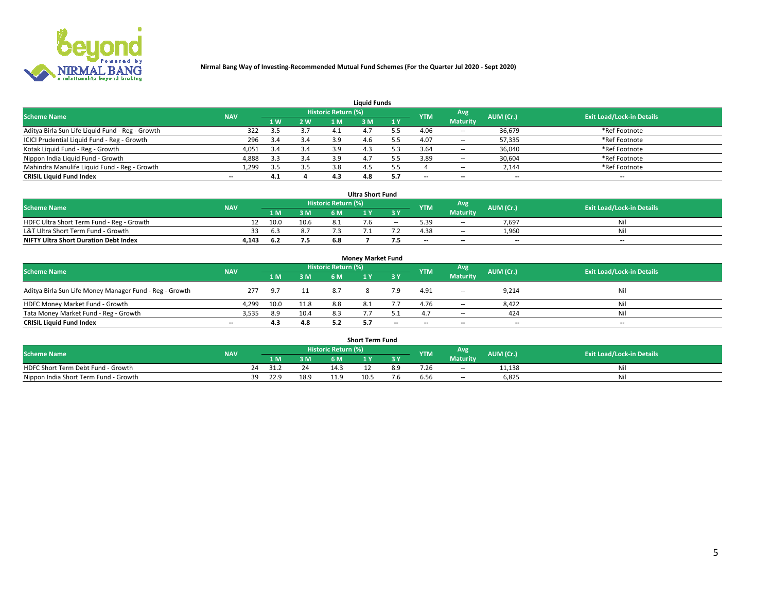**Nirmal Bang Way of Investing-Recommended Mutual Fund Schemes (For the Quarter Jul 2020 - Sept 2020)**

### Liquid Funds

| Scheme Name | NAV | Historic Return (%) | | | | | YTM | Avg Maturity | AUM (Cr.) | Exit Load/Lock-in Details |
|---|---|---|---|---|---|---|---|---|---|---|
| | | 1 W | 2 W | 1 M | 3 M | 1 Y | | | | |
| Aditya Birla Sun Life Liquid Fund - Reg - Growth | 322 | 3.5 | 3.7 | 4.1 | 4.7 | 5.5 | 4.06 | -- | 36,679 | *Ref Footnote |
| ICICI Prudential Liquid Fund - Reg - Growth | 296 | 3.4 | 3.4 | 3.9 | 4.6 | 5.5 | 4.07 | -- | 57,335 | *Ref Footnote |
| Kotak Liquid Fund - Reg - Growth | 4,051 | 3.4 | 3.4 | 3.9 | 4.3 | 5.3 | 3.64 | -- | 36,040 | *Ref Footnote |
| Nippon India Liquid Fund - Growth | 4,888 | 3.3 | 3.4 | 3.9 | 4.7 | 5.5 | 3.89 | -- | 30,604 | *Ref Footnote |
| Mahindra Manulife Liquid Fund - Reg - Growth | 1,299 | 3.5 | 3.5 | 3.8 | 4.5 | 5.5 | 4 | -- | 2,144 | *Ref Footnote |
| **CRISIL Liquid Fund Index** | -- | **4.1** | **4** | **4.3** | **4.8** | **5.7** | -- | -- | -- | -- |

### Ultra Short Fund

| Scheme Name | NAV | Historic Return (%) | | | | | YTM | Avg Maturity | AUM (Cr.) | Exit Load/Lock-in Details |
|---|---|---|---|---|---|---|---|---|---|---|
| | | 1 M | 3 M | 6 M | 1 Y | 3 Y | | | | |
| HDFC Ultra Short Term Fund - Reg - Growth | 12 | 10.0 | 10.6 | 8.1 | 7.6 | -- | 5.39 | -- | 7,697 | Nil |
| L&T Ultra Short Term Fund - Growth | 33 | 6.3 | 8.7 | 7.3 | 7.1 | 7.2 | 4.38 | -- | 1,960 | Nil |
| **NIFTY Ultra Short Duration Debt Index** | **4,143** | **6.2** | **7.5** | **6.8** | **7** | **7.5** | -- | -- | -- | -- |

### Money Market Fund

| Scheme Name | NAV | Historic Return (%) | | | | | YTM | Avg Maturity | AUM (Cr.) | Exit Load/Lock-in Details |
|---|---|---|---|---|---|---|---|---|---|---|
| | | 1 M | 3 M | 6 M | 1 Y | 3 Y | | | | |
| Aditya Birla Sun Life Money Manager Fund - Reg - Growth | 277 | 9.7 | 11 | 8.7 | 8 | 7.9 | 4.91 | -- | 9,214 | Nil |
| HDFC Money Market Fund - Growth | 4,299 | 10.0 | 11.8 | 8.8 | 8.1 | 7.7 | 4.76 | -- | 8,422 | Nil |
| Tata Money Market Fund - Reg - Growth | 3,535 | 8.9 | 10.4 | 8.3 | 7.7 | 5.1 | 4.7 | -- | 424 | Nil |
| **CRISIL Liquid Fund Index** | -- | **4.3** | **4.8** | **5.2** | **5.7** | -- | -- | -- | -- | -- |

### Short Term Fund

| Scheme Name | NAV | Historic Return (%) | | | | | YTM | Avg Maturity | AUM (Cr.) | Exit Load/Lock-in Details |
|---|---|---|---|---|---|---|---|---|---|---|
| | | 1 M | 3 M | 6 M | 1 Y | 3 Y | | | | |
| HDFC Short Term Debt Fund - Growth | 24 | 31.2 | 24 | 14.3 | 12 | 8.9 | 7.26 | -- | 11,138 | Nil |
| Nippon India Short Term Fund - Growth | 39 | 22.9 | 18.9 | 11.9 | 10.5 | 7.6 | 6.56 | -- | 6,825 | Nil |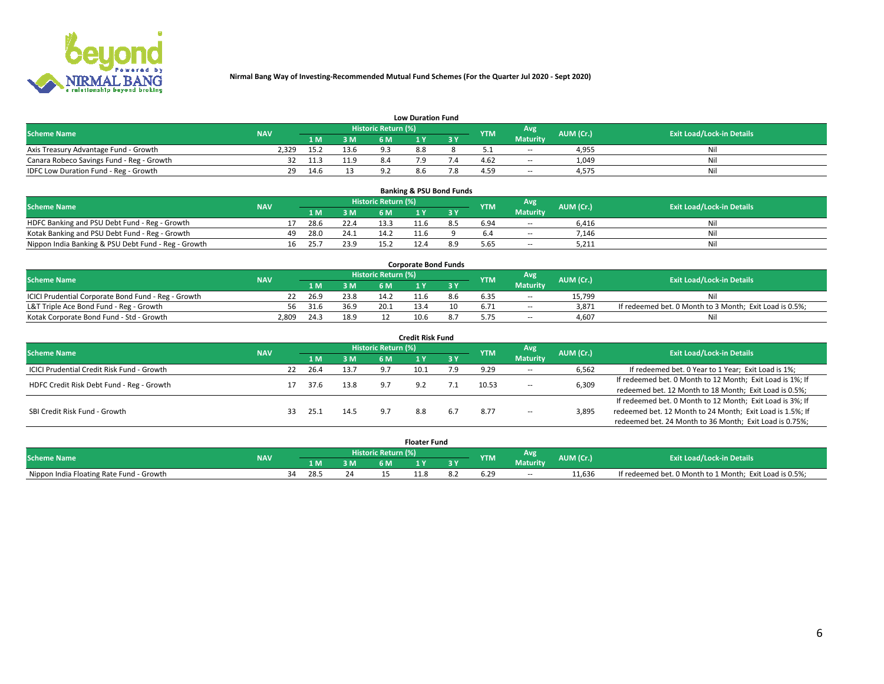**Nirmal Bang Way of Investing-Recommended Mutual Fund Schemes (For the Quarter Jul 2020 - Sept 2020)**

### Low Duration Fund

| Scheme Name | NAV | Historic Return (%) | | | | | YTM | Avg Maturity | AUM (Cr.) | Exit Load/Lock-in Details |
|---|---|---|---|---|---|---|---|---|---|---|
| | | 1 M | 3 M | 6 M | 1 Y | 3 Y | | | | |
| Axis Treasury Advantage Fund - Growth | 2,329 | 15.2 | 13.6 | 9.3 | 8.8 | 8 | 5.1 | -- | 4,955 | Nil |
| Canara Robeco Savings Fund - Reg - Growth | 32 | 11.3 | 11.9 | 8.4 | 7.9 | 7.4 | 4.62 | -- | 1,049 | Nil |
| IDFC Low Duration Fund - Reg - Growth | 29 | 14.6 | 13 | 9.2 | 8.6 | 7.8 | 4.59 | -- | 4,575 | Nil |

### Banking & PSU Bond Funds

| Scheme Name | NAV | Historic Return (%) | | | | | YTM | Avg Maturity | AUM (Cr.) | Exit Load/Lock-in Details |
|---|---|---|---|---|---|---|---|---|---|---|
| | | 1 M | 3 M | 6 M | 1 Y | 3 Y | | | | |
| HDFC Banking and PSU Debt Fund - Reg - Growth | 17 | 28.6 | 22.4 | 13.3 | 11.6 | 8.5 | 6.94 | -- | 6,416 | Nil |
| Kotak Banking and PSU Debt Fund - Reg - Growth | 49 | 28.0 | 24.1 | 14.2 | 11.6 | 9 | 6.4 | -- | 7,146 | Nil |
| Nippon India Banking & PSU Debt Fund - Reg - Growth | 16 | 25.7 | 23.9 | 15.2 | 12.4 | 8.9 | 5.65 | -- | 5,211 | Nil |

### Corporate Bond Funds

| Scheme Name | NAV | Historic Return (%) | | | | | YTM | Avg Maturity | AUM (Cr.) | Exit Load/Lock-in Details |
|---|---|---|---|---|---|---|---|---|---|---|
| | | 1 M | 3 M | 6 M | 1 Y | 3 Y | | | | |
| ICICI Prudential Corporate Bond Fund - Reg - Growth | 22 | 26.9 | 23.8 | 14.2 | 11.6 | 8.6 | 6.35 | -- | 15,799 | Nil |
| L&T Triple Ace Bond Fund - Reg - Growth | 56 | 31.6 | 36.9 | 20.1 | 13.4 | 10 | 6.71 | -- | 3,871 | If redeemed bet. 0 Month to 3 Month; Exit Load is 0.5%; |
| Kotak Corporate Bond Fund - Std - Growth | 2,809 | 24.3 | 18.9 | 12 | 10.6 | 8.7 | 5.75 | -- | 4,607 | Nil |

### Credit Risk Fund

| Scheme Name | NAV | Historic Return (%) | | | | | YTM | Avg Maturity | AUM (Cr.) | Exit Load/Lock-in Details |
|---|---|---|---|---|---|---|---|---|---|---|
| | | 1 M | 3 M | 6 M | 1 Y | 3 Y | | | | |
| ICICI Prudential Credit Risk Fund - Growth | 22 | 26.4 | 13.7 | 9.7 | 10.1 | 7.9 | 9.29 | -- | 6,562 | If redeemed bet. 0 Year to 1 Year; Exit Load is 1%; |
| HDFC Credit Risk Debt Fund - Reg - Growth | 17 | 37.6 | 13.8 | 9.7 | 9.2 | 7.1 | 10.53 | -- | 6,309 | If redeemed bet. 0 Month to 12 Month; Exit Load is 1%; If redeemed bet. 12 Month to 18 Month; Exit Load is 0.5%; |
| SBI Credit Risk Fund - Growth | 33 | 25.1 | 14.5 | 9.7 | 8.8 | 6.7 | 8.77 | -- | 3,895 | If redeemed bet. 0 Month to 12 Month; Exit Load is 3%; If redeemed bet. 12 Month to 24 Month; Exit Load is 1.5%; If redeemed bet. 24 Month to 36 Month; Exit Load is 0.75%; |

### Floater Fund

| Scheme Name | NAV | Historic Return (%) | | | | | YTM | Avg Maturity | AUM (Cr.) | Exit Load/Lock-in Details |
|---|---|---|---|---|---|---|---|---|---|---|
| | | 1 M | 3 M | 6 M | 1 Y | 3 Y | | | | |
| Nippon India Floating Rate Fund - Growth | 34 | 28.5 | 24 | 15 | 11.8 | 8.2 | 6.29 | -- | 11,636 | If redeemed bet. 0 Month to 1 Month; Exit Load is 0.5%; |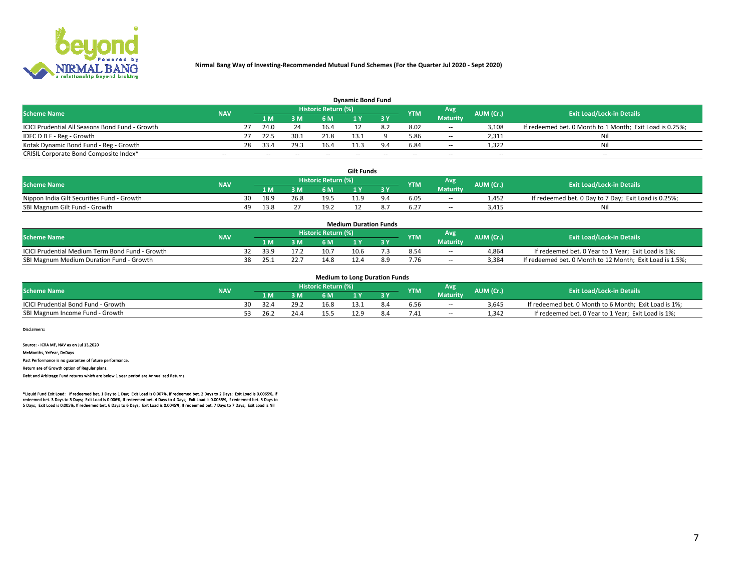**Nirmal Bang Way of Investing-Recommended Mutual Fund Schemes (For the Quarter Jul 2020 - Sept 2020)**

### Dynamic Bond Fund

| Scheme Name | NAV | Historic Return (%) | | | | | YTM | Avg Maturity | AUM (Cr.) | Exit Load/Lock-in Details |
|---|---|---|---|---|---|---|---|---|---|---|
| | | 1 M | 3 M | 6 M | 1 Y | 3 Y | | | | |
| ICICI Prudential All Seasons Bond Fund - Growth | 27 | 24.0 | 24 | 16.4 | 12 | 8.2 | 8.02 | -- | 3,108 | If redeemed bet. 0 Month to 1 Month; Exit Load is 0.25%; |
| IDFC D B F - Reg - Growth | 27 | 22.5 | 30.1 | 21.8 | 13.1 | 9 | 5.86 | -- | 2,311 | Nil |
| Kotak Dynamic Bond Fund - Reg - Growth | 28 | 33.4 | 29.3 | 16.4 | 11.3 | 9.4 | 6.84 | -- | 1,322 | Nil |
| CRISIL Corporate Bond Composite Index* | -- | -- | -- | -- | -- | -- | -- | -- | -- | -- |

### Gilt Funds

| Scheme Name | NAV | Historic Return (%) | | | | | YTM | Avg Maturity | AUM (Cr.) | Exit Load/Lock-in Details |
|---|---|---|---|---|---|---|---|---|---|---|
| | | 1 M | 3 M | 6 M | 1 Y | 3 Y | | | | |
| Nippon India Gilt Securities Fund - Growth | 30 | 18.9 | 26.8 | 19.5 | 11.9 | 9.4 | 6.05 | -- | 1,452 | If redeemed bet. 0 Day to 7 Day; Exit Load is 0.25%; |
| SBI Magnum Gilt Fund - Growth | 49 | 13.8 | 27 | 19.2 | 12 | 8.7 | 6.27 | -- | 3,415 | Nil |

### Medium Duration Funds

| Scheme Name | NAV | Historic Return (%) | | | | | YTM | Avg Maturity | AUM (Cr.) | Exit Load/Lock-in Details |
|---|---|---|---|---|---|---|---|---|---|---|
| | | 1 M | 3 M | 6 M | 1 Y | 3 Y | | | | |
| ICICI Prudential Medium Term Bond Fund - Growth | 32 | 33.9 | 17.2 | 10.7 | 10.6 | 7.3 | 8.54 | -- | 4,864 | If redeemed bet. 0 Year to 1 Year; Exit Load is 1%; |
| SBI Magnum Medium Duration Fund - Growth | 38 | 25.1 | 22.7 | 14.8 | 12.4 | 8.9 | 7.76 | -- | 3,384 | If redeemed bet. 0 Month to 12 Month; Exit Load is 1.5%; |

### Medium to Long Duration Funds

| Scheme Name | NAV | Historic Return (%) | | | | | YTM | Avg Maturity | AUM (Cr.) | Exit Load/Lock-in Details |
|---|---|---|---|---|---|---|---|---|---|---|
| | | 1 M | 3 M | 6 M | 1 Y | 3 Y | | | | |
| ICICI Prudential Bond Fund - Growth | 30 | 32.4 | 29.2 | 16.8 | 13.1 | 8.4 | 6.56 | -- | 3,645 | If redeemed bet. 0 Month to 6 Month; Exit Load is 1%; |
| SBI Magnum Income Fund - Growth | 53 | 26.2 | 24.4 | 15.5 | 12.9 | 8.4 | 7.41 | -- | 1,342 | If redeemed bet. 0 Year to 1 Year; Exit Load is 1%; |

Disclaimers:

Source: - ICRA MF, NAV as on Jul 13,2020

M=Months, Y=Year, D=Days

Past Performance is no guarantee of future performance.

Return are of Growth option of Regular plans.

Debt and Arbitrage Fund returns which are below 1 year period are Annualized Returns.

*Liquid Fund Exit Load: If redeemed bet. 1 Day to 1 Day; Exit Load is 0.007%, If redeemed bet. 2 Days to 2 Days; Exit Load is 0.0065%, If redeemed bet. 3 Days to 3 Days; Exit Load is 0.006%, If redeemed bet. 4 Days to 4 Days; Exit Load is 0.0055%, If redeemed bet. 5 Days to 5 Days; Exit Load is 0.005%, If redeemed bet. 6 Days to 6 Days; Exit Load is 0.0045%, If redeemed bet. 7 Days to 7 Days; Exit Load is Nil